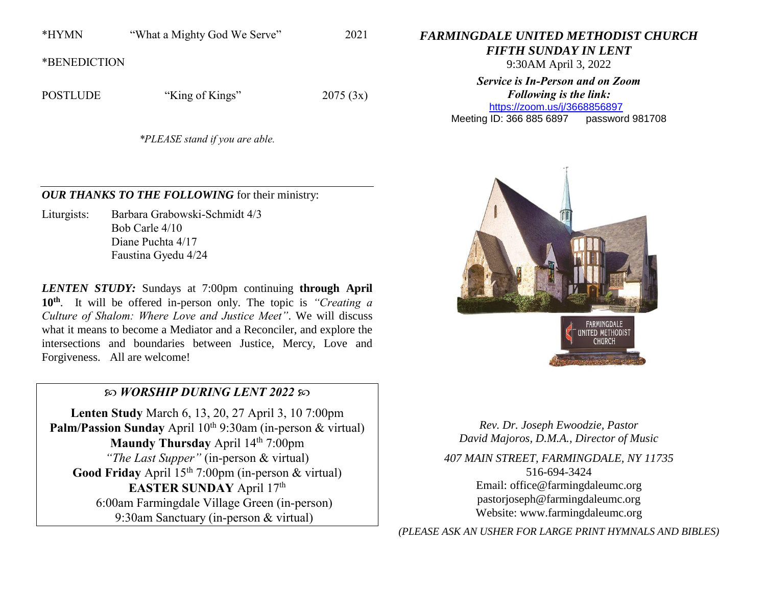*HYMN "What a Mighty God We Serve" 2021

*BENEDICTION

POSTLUDE "King of Kings" 2075 (3x)

*\*PLEASE stand if you are able.*

---

***OUR THANKS TO THE FOLLOWING*** for their ministry:

Liturgists:
Barbara Grabowski-Schmidt 4/3
Bob Carle 4/10
Diane Puchta 4/17
Faustina Gyedu 4/24

***LENTEN STUDY:*** Sundays at 7:00pm continuing **through April 10th**. It will be offered in-person only. The topic is *"Creating a Culture of Shalom: Where Love and Justice Meet"*. We will discuss what it means to become a Mediator and a Reconciler, and explore the intersections and boundaries between Justice, Mercy, Love and Forgiveness. All are welcome!

## ***WORSHIP DURING LENT 2022***

**Lenten Study** March 6, 13, 20, 27 April 3, 10 7:00pm
**Palm/Passion Sunday** April 10th 9:30am (in-person & virtual)
**Maundy Thursday** April 14th 7:00pm
*"The Last Supper"* (in-person & virtual)
**Good Friday** April 15th 7:00pm (in-person & virtual)
**EASTER SUNDAY** April 17th
6:00am Farmingdale Village Green (in-person)
9:30am Sanctuary (in-person & virtual)

# *FARMINGDALE UNITED METHODIST CHURCH*

## *FIFTH SUNDAY IN LENT*

9:30AM April 3, 2022

***Service is In-Person and on Zoom***
***Following is the link:***
https://zoom.us/j/3668856897
Meeting ID: 366 885 6897 password 981708

*Rev. Dr. Joseph Ewoodzie, Pastor*
*David Majoros, D.M.A., Director of Music*

*407 MAIN STREET, FARMINGDALE, NY 11735*
516-694-3424
Email: office@farmingdaleumc.org
pastorjoseph@farmingdaleumc.org
Website: www.farmingdaleumc.org

*(PLEASE ASK AN USHER FOR LARGE PRINT HYMNALS AND BIBLES)*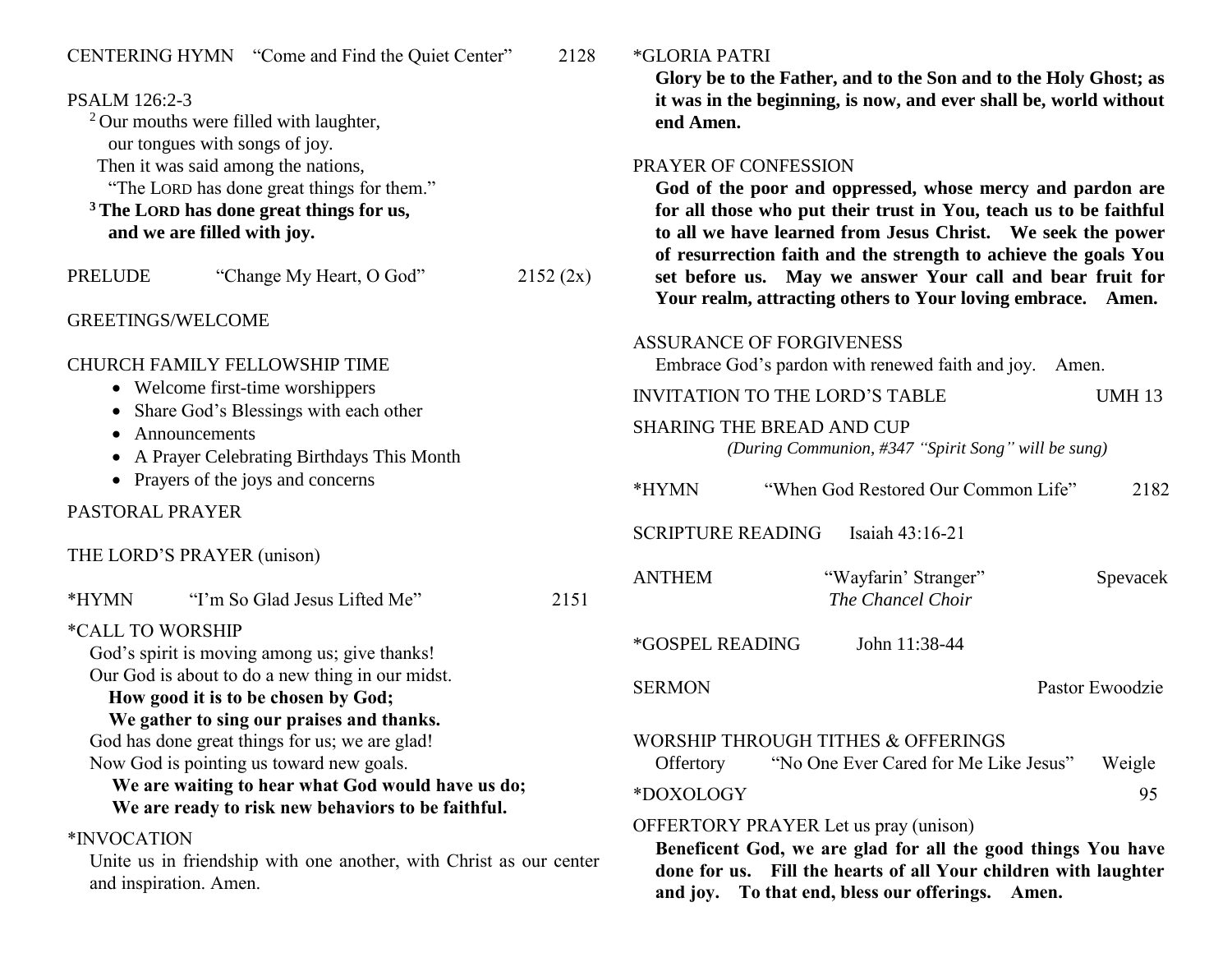CENTERING HYMN "Come and Find the Quiet Center" 2128

PSALM 126:2-3

[2] Our mouths were filled with laughter,
our tongues with songs of joy.
Then it was said among the nations,
"The LORD has done great things for them."
**[3] The LORD has done great things for us,**
**and we are filled with joy.**

PRELUDE "Change My Heart, O God" 2152 (2x)

GREETINGS/WELCOME

CHURCH FAMILY FELLOWSHIP TIME

- Welcome first-time worshippers
- Share God's Blessings with each other
- Announcements
- A Prayer Celebrating Birthdays This Month
- Prayers of the joys and concerns

PASTORAL PRAYER

THE LORD'S PRAYER (unison)

*HYMN "I'm So Glad Jesus Lifted Me" 2151

*CALL TO WORSHIP

God's spirit is moving among us; give thanks!
Our God is about to do a new thing in our midst.
**How good it is to be chosen by God;**
**We gather to sing our praises and thanks.**
God has done great things for us; we are glad!
Now God is pointing us toward new goals.
**We are waiting to hear what God would have us do;**
**We are ready to risk new behaviors to be faithful.**

*INVOCATION

Unite us in friendship with one another, with Christ as our center and inspiration. Amen.

*GLORIA PATRI

**Glory be to the Father, and to the Son and to the Holy Ghost; as it was in the beginning, is now, and ever shall be, world without end Amen.**

PRAYER OF CONFESSION

**God of the poor and oppressed, whose mercy and pardon are for all those who put their trust in You, teach us to be faithful to all we have learned from Jesus Christ. We seek the power of resurrection faith and the strength to achieve the goals You set before us. May we answer Your call and bear fruit for Your realm, attracting others to Your loving embrace. Amen.**

ASSURANCE OF FORGIVENESS

Embrace God's pardon with renewed faith and joy. Amen.

INVITATION TO THE LORD'S TABLE UMH 13

SHARING THE BREAD AND CUP

*(During Communion, #347 "Spirit Song" will be sung)*

*HYMN "When God Restored Our Common Life" 2182

SCRIPTURE READING Isaiah 43:16-21

ANTHEM "Wayfarin' Stranger" Spevacek
*The Chancel Choir*

*GOSPEL READING John 11:38-44

SERMON Pastor Ewoodzie

WORSHIP THROUGH TITHES & OFFERINGS

Offertory "No One Ever Cared for Me Like Jesus" Weigle

*DOXOLOGY 95

OFFERTORY PRAYER Let us pray (unison)

**Beneficent God, we are glad for all the good things You have done for us. Fill the hearts of all Your children with laughter and joy. To that end, bless our offerings. Amen.**